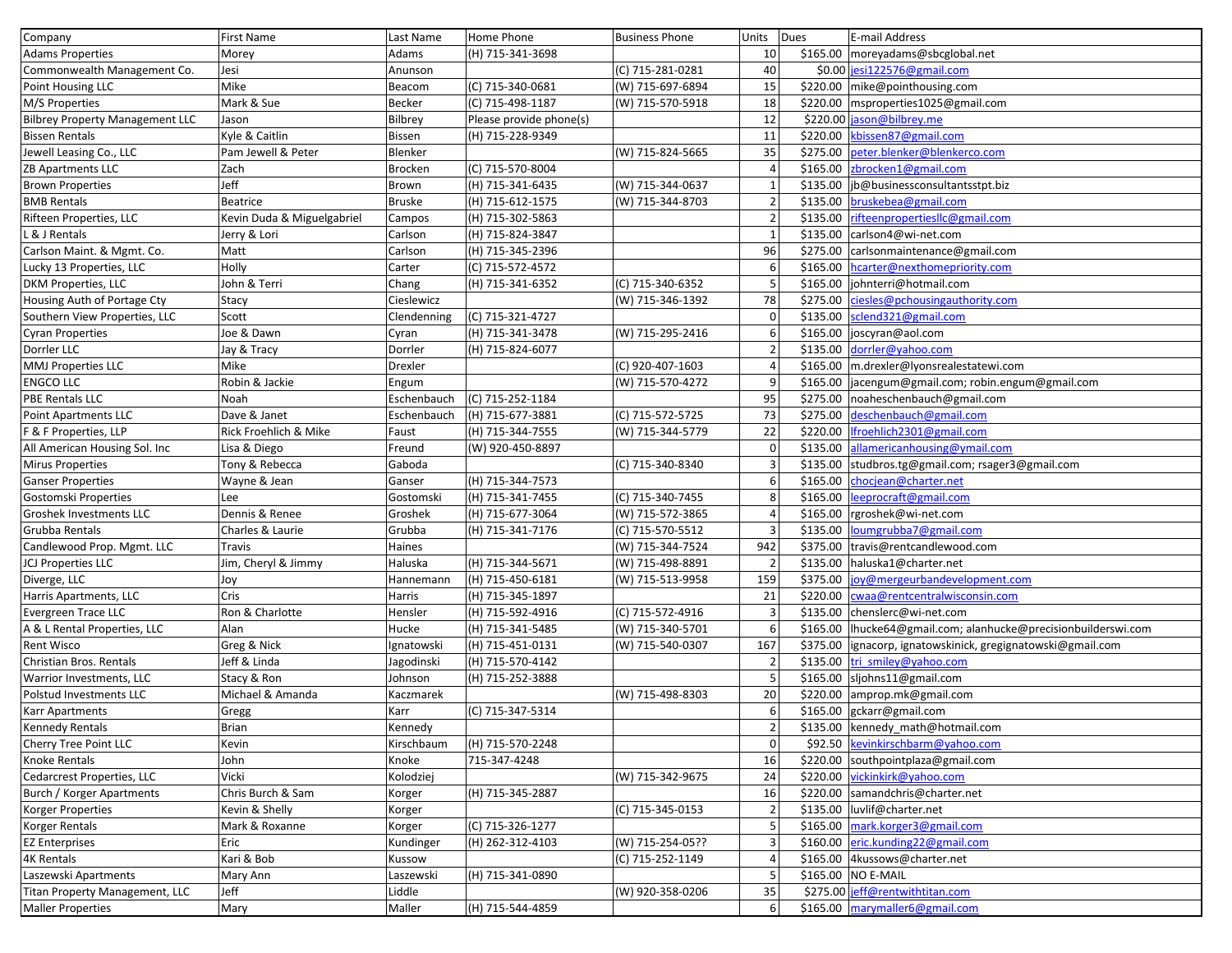| Company | First Name | Last Name | Home Phone | Business Phone | Units | Dues | E-mail Address |
|---|---|---|---|---|---|---|---|
| Adams Properties | Morey | Adams | (H) 715-341-3698 | | 10 | $165.00 | moreyadams@sbcglobal.net |
| Commonwealth Management Co. | Jesi | Anunson | | (C) 715-281-0281 | 40 | $0.00 | jesi122576@gmail.com |
| Point Housing LLC | Mike | Beacom | (C) 715-340-0681 | (W) 715-697-6894 | 15 | $220.00 | mike@pointhousing.com |
| M/S Properties | Mark & Sue | Becker | (C) 715-498-1187 | (W) 715-570-5918 | 18 | $220.00 | msproperties1025@gmail.com |
| Bilbrey Property Management LLC | Jason | Bilbrey | Please provide phone(s) | | 12 | $220.00 | jason@bilbrey.me |
| Bissen Rentals | Kyle & Caitlin | Bissen | (H) 715-228-9349 | | 11 | $220.00 | kbissen87@gmail.com |
| Jewell Leasing Co., LLC | Pam Jewell & Peter | Blenker | | (W) 715-824-5665 | 35 | $275.00 | peter.blenker@blenkerco.com |
| ZB Apartments LLC | Zach | Brocken | (C) 715-570-8004 | | 4 | $165.00 | zbrocken1@gmail.com |
| Brown Properties | Jeff | Brown | (H) 715-341-6435 | (W) 715-344-0637 | 1 | $135.00 | jb@businessconsultantsstpt.biz |
| BMB Rentals | Beatrice | Bruske | (H) 715-612-1575 | (W) 715-344-8703 | 2 | $135.00 | bruskebea@gmail.com |
| Rifteen Properties, LLC | Kevin Duda & Miguelgabriel | Campos | (H) 715-302-5863 | | 2 | $135.00 | rifteenpropertiesllc@gmail.com |
| L & J Rentals | Jerry & Lori | Carlson | (H) 715-824-3847 | | 1 | $135.00 | carlson4@wi-net.com |
| Carlson Maint. & Mgmt. Co. | Matt | Carlson | (H) 715-345-2396 | | 96 | $275.00 | carlsonmaintenance@gmail.com |
| Lucky 13 Properties, LLC | Holly | Carter | (C) 715-572-4572 | | 6 | $165.00 | hcarter@nexthomepriority.com |
| DKM Properties, LLC | John & Terri | Chang | (H) 715-341-6352 | (C) 715-340-6352 | 5 | $165.00 | johnterri@hotmail.com |
| Housing Auth of Portage Cty | Stacy | Cieslewicz | | (W) 715-346-1392 | 78 | $275.00 | ciesles@pchousingauthority.com |
| Southern View Properties, LLC | Scott | Clendenning | (C) 715-321-4727 | | 0 | $135.00 | sclend321@gmail.com |
| Cyran Properties | Joe & Dawn | Cyran | (H) 715-341-3478 | (W) 715-295-2416 | 6 | $165.00 | joscyran@aol.com |
| Dorrler LLC | Jay & Tracy | Dorrler | (H) 715-824-6077 | | 2 | $135.00 | dorrler@yahoo.com |
| MMJ Properties LLC | Mike | Drexler | | (C) 920-407-1603 | 4 | $165.00 | m.drexler@lyonsrealestatewi.com |
| ENGCO LLC | Robin & Jackie | Engum | | (W) 715-570-4272 | 9 | $165.00 | jacengum@gmail.com; robin.engum@gmail.com |
| PBE Rentals LLC | Noah | Eschenbauch | (C) 715-252-1184 | | 95 | $275.00 | noaheschenbauch@gmail.com |
| Point Apartments LLC | Dave & Janet | Eschenbauch | (H) 715-677-3881 | (C) 715-572-5725 | 73 | $275.00 | deschenbauch@gmail.com |
| F & F Properties, LLP | Rick Froehlich & Mike | Faust | (H) 715-344-7555 | (W) 715-344-5779 | 22 | $220.00 | lfroehlich2301@gmail.com |
| All American Housing Sol. Inc | Lisa & Diego | Freund | (W) 920-450-8897 | | 0 | $135.00 | allamericanhousing@ymail.com |
| Mirus Properties | Tony & Rebecca | Gaboda | | (C) 715-340-8340 | 3 | $135.00 | studbros.tg@gmail.com; rsager3@gmail.com |
| Ganser Properties | Wayne & Jean | Ganser | (H) 715-344-7573 | | 6 | $165.00 | chocjean@charter.net |
| Gostomski Properties | Lee | Gostomski | (H) 715-341-7455 | (C) 715-340-7455 | 8 | $165.00 | leeprocraft@gmail.com |
| Groshek Investments LLC | Dennis & Renee | Groshek | (H) 715-677-3064 | (W) 715-572-3865 | 4 | $165.00 | rgroshek@wi-net.com |
| Grubba Rentals | Charles & Laurie | Grubba | (H) 715-341-7176 | (C) 715-570-5512 | 3 | $135.00 | loumgrubba7@gmail.com |
| Candlewood Prop. Mgmt. LLC | Travis | Haines | | (W) 715-344-7524 | 942 | $375.00 | travis@rentcandlewood.com |
| JCJ Properties LLC | Jim, Cheryl & Jimmy | Haluska | (H) 715-344-5671 | (W) 715-498-8891 | 2 | $135.00 | haluska1@charter.net |
| Diverge, LLC | Joy | Hannemann | (H) 715-450-6181 | (W) 715-513-9958 | 159 | $375.00 | joy@mergeurbandevelopment.com |
| Harris Apartments, LLC | Cris | Harris | (H) 715-345-1897 | | 21 | $220.00 | cwaa@rentcentralwisconsin.com |
| Evergreen Trace LLC | Ron & Charlotte | Hensler | (H) 715-592-4916 | (C) 715-572-4916 | 3 | $135.00 | chenslerc@wi-net.com |
| A & L Rental Properties, LLC | Alan | Hucke | (H) 715-341-5485 | (W) 715-340-5701 | 6 | $165.00 | lhucke64@gmail.com; alanhucke@precisionbuilderswi.com |
| Rent Wisco | Greg & Nick | Ignatowski | (H) 715-451-0131 | (W) 715-540-0307 | 167 | $375.00 | ignacorp, ignatowskinick, gregignatowski@gmail.com |
| Christian Bros. Rentals | Jeff & Linda | Jagodinski | (H) 715-570-4142 | | 2 | $135.00 | tri_smiley@yahoo.com |
| Warrior Investments, LLC | Stacy & Ron | Johnson | (H) 715-252-3888 | | 5 | $165.00 | sljohns11@gmail.com |
| Polstud Investments LLC | Michael & Amanda | Kaczmarek | | (W) 715-498-8303 | 20 | $220.00 | amprop.mk@gmail.com |
| Karr Apartments | Gregg | Karr | (C) 715-347-5314 | | 6 | $165.00 | gckarr@gmail.com |
| Kennedy Rentals | Brian | Kennedy | | | 2 | $135.00 | kennedy_math@hotmail.com |
| Cherry Tree Point LLC | Kevin | Kirschbaum | (H) 715-570-2248 | | 0 | $92.50 | kevinkirschbarm@yahoo.com |
| Knoke Rentals | John | Knoke | 715-347-4248 | | 16 | $220.00 | southpointplaza@gmail.com |
| Cedarcrest Properties, LLC | Vicki | Kolodziej | | (W) 715-342-9675 | 24 | $220.00 | vickinkirk@yahoo.com |
| Burch / Korger Apartments | Chris Burch & Sam | Korger | (H) 715-345-2887 | | 16 | $220.00 | samandchris@charter.net |
| Korger Properties | Kevin & Shelly | Korger | | (C) 715-345-0153 | 2 | $135.00 | luvlif@charter.net |
| Korger Rentals | Mark & Roxanne | Korger | (C) 715-326-1277 | | 5 | $165.00 | mark.korger3@gmail.com |
| EZ Enterprises | Eric | Kundinger | (H) 262-312-4103 | (W) 715-254-05?? | 3 | $160.00 | eric.kunding22@gmail.com |
| 4K Rentals | Kari & Bob | Kussow | | (C) 715-252-1149 | 4 | $165.00 | 4kussows@charter.net |
| Laszewski Apartments | Mary Ann | Laszewski | (H) 715-341-0890 | | 5 | $165.00 | NO E-MAIL |
| Titan Property Management, LLC | Jeff | Liddle | | (W) 920-358-0206 | 35 | $275.00 | jeff@rentwithtitan.com |
| Maller Properties | Mary | Maller | (H) 715-544-4859 | | 6 | $165.00 | marymaller6@gmail.com |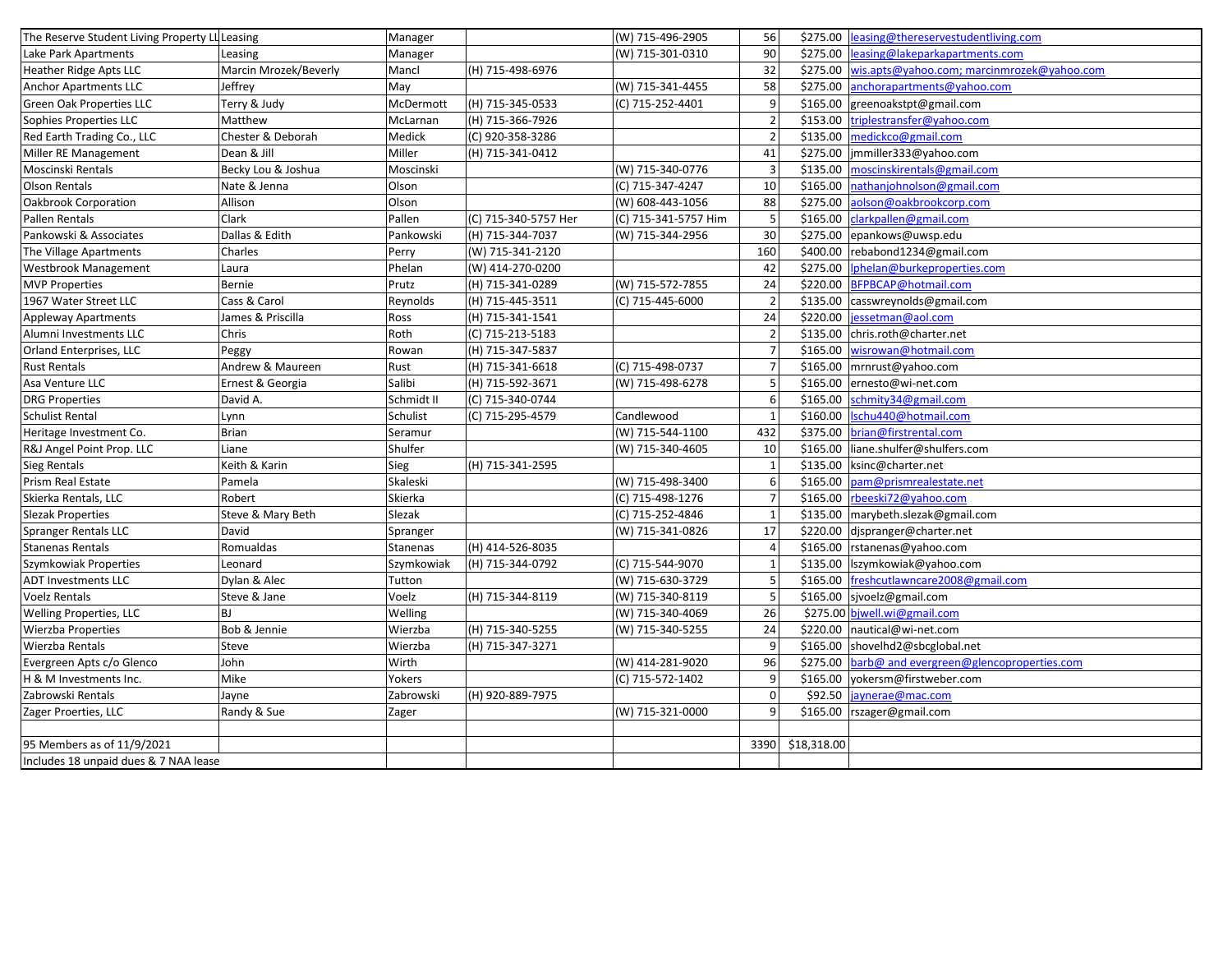| | | | | | | | |
|---|---|---|---|---|---|---|---|
| The Reserve Student Living Property LL | Leasing | Manager | | (W) 715-496-2905 | 56 | $275.00 | leasing@thereservestudentliving.com |
| Lake Park Apartments | Leasing | Manager | | (W) 715-301-0310 | 90 | $275.00 | leasing@lakeparkapartments.com |
| Heather Ridge Apts LLC | Marcin Mrozek/Beverly | Mancl | (H) 715-498-6976 | | 32 | $275.00 | wis.apts@yahoo.com; marcinmrozek@yahoo.com |
| Anchor Apartments LLC | Jeffrey | May | | (W) 715-341-4455 | 58 | $275.00 | anchorapartments@yahoo.com |
| Green Oak Properties LLC | Terry & Judy | McDermott | (H) 715-345-0533 | (C) 715-252-4401 | 9 | $165.00 | greenoakstpt@gmail.com |
| Sophies Properties LLC | Matthew | McLarnan | (H) 715-366-7926 | | 2 | $153.00 | triplestransfer@yahoo.com |
| Red Earth Trading Co., LLC | Chester & Deborah | Medick | (C) 920-358-3286 | | 2 | $135.00 | medickco@gmail.com |
| Miller RE Management | Dean & Jill | Miller | (H) 715-341-0412 | | 41 | $275.00 | jmmiller333@yahoo.com |
| Moscinski Rentals | Becky Lou & Joshua | Moscinski | | (W) 715-340-0776 | 3 | $135.00 | moscinskirentals@gmail.com |
| Olson Rentals | Nate & Jenna | Olson | | (C) 715-347-4247 | 10 | $165.00 | nathanjohnolson@gmail.com |
| Oakbrook Corporation | Allison | Olson | | (W) 608-443-1056 | 88 | $275.00 | aolson@oakbrookcorp.com |
| Pallen Rentals | Clark | Pallen | (C) 715-340-5757 Her | (C) 715-341-5757 Him | 5 | $165.00 | clarkpallen@gmail.com |
| Pankowski & Associates | Dallas & Edith | Pankowski | (H) 715-344-7037 | (W) 715-344-2956 | 30 | $275.00 | epankows@uwsp.edu |
| The Village Apartments | Charles | Perry | (W) 715-341-2120 | | 160 | $400.00 | rebabond1234@gmail.com |
| Westbrook Management | Laura | Phelan | (W) 414-270-0200 | | 42 | $275.00 | lphelan@burkeproperties.com |
| MVP Properties | Bernie | Prutz | (H) 715-341-0289 | (W) 715-572-7855 | 24 | $220.00 | BFPBCAP@hotmail.com |
| 1967 Water Street LLC | Cass & Carol | Reynolds | (H) 715-445-3511 | (C) 715-445-6000 | 2 | $135.00 | casswreynolds@gmail.com |
| Appleway Apartments | James & Priscilla | Ross | (H) 715-341-1541 | | 24 | $220.00 | jessetman@aol.com |
| Alumni Investments LLC | Chris | Roth | (C) 715-213-5183 | | 2 | $135.00 | chris.roth@charter.net |
| Orland Enterprises, LLC | Peggy | Rowan | (H) 715-347-5837 | | 7 | $165.00 | wisrowan@hotmail.com |
| Rust Rentals | Andrew & Maureen | Rust | (H) 715-341-6618 | (C) 715-498-0737 | 7 | $165.00 | mrnrust@yahoo.com |
| Asa Venture LLC | Ernest & Georgia | Salibi | (H) 715-592-3671 | (W) 715-498-6278 | 5 | $165.00 | ernesto@wi-net.com |
| DRG Properties | David A. | Schmidt II | (C) 715-340-0744 | | 6 | $165.00 | schmity34@gmail.com |
| Schulist Rental | Lynn | Schulist | (C) 715-295-4579 | Candlewood | 1 | $160.00 | lschu440@hotmail.com |
| Heritage Investment Co. | Brian | Seramur | | (W) 715-544-1100 | 432 | $375.00 | brian@firstrental.com |
| R&J Angel Point Prop. LLC | Liane | Shulfer | | (W) 715-340-4605 | 10 | $165.00 | liane.shulfer@shulfers.com |
| Sieg Rentals | Keith & Karin | Sieg | (H) 715-341-2595 | | 1 | $135.00 | ksinc@charter.net |
| Prism Real Estate | Pamela | Skaleski | | (W) 715-498-3400 | 6 | $165.00 | pam@prismrealestate.net |
| Skierka Rentals, LLC | Robert | Skierka | | (C) 715-498-1276 | 7 | $165.00 | rbeeski72@yahoo.com |
| Slezak Properties | Steve & Mary Beth | Slezak | | (C) 715-252-4846 | 1 | $135.00 | marybeth.slezak@gmail.com |
| Spranger Rentals LLC | David | Spranger | | (W) 715-341-0826 | 17 | $220.00 | djspranger@charter.net |
| Stanenas Rentals | Romualdas | Stanenas | (H) 414-526-8035 | | 4 | $165.00 | rstanenas@yahoo.com |
| Szymkowiak Properties | Leonard | Szymkowiak | (H) 715-344-0792 | (C) 715-544-9070 | 1 | $135.00 | lszymkowiak@yahoo.com |
| ADT Investments LLC | Dylan & Alec | Tutton | | (W) 715-630-3729 | 5 | $165.00 | freshcutlawncare2008@gmail.com |
| Voelz Rentals | Steve & Jane | Voelz | (H) 715-344-8119 | (W) 715-340-8119 | 5 | $165.00 | sjvoelz@gmail.com |
| Welling Properties, LLC | BJ | Welling | | (W) 715-340-4069 | 26 | $275.00 | bjwell.wi@gmail.com |
| Wierzba Properties | Bob & Jennie | Wierzba | (H) 715-340-5255 | (W) 715-340-5255 | 24 | $220.00 | nautical@wi-net.com |
| Wierzba Rentals | Steve | Wierzba | (H) 715-347-3271 | | 9 | $165.00 | shovelhd2@sbcglobal.net |
| Evergreen Apts c/o Glenco | John | Wirth | | (W) 414-281-9020 | 96 | $275.00 | barb@ and evergreen@glencoproperties.com |
| H & M Investments Inc. | Mike | Yokers | | (C) 715-572-1402 | 9 | $165.00 | yokersm@firstweber.com |
| Zabrowski Rentals | Jayne | Zabrowski | (H) 920-889-7975 | | 0 | $92.50 | jaynerae@mac.com |
| Zager Proerties, LLC | Randy & Sue | Zager | | (W) 715-321-0000 | 9 | $165.00 | rszager@gmail.com |
| | | | | | | | |
| 95 Members as of 11/9/2021 | | | | | 3390 | $18,318.00 | |
| Includes 18 unpaid dues & 7 NAA lease | | | | | | | |